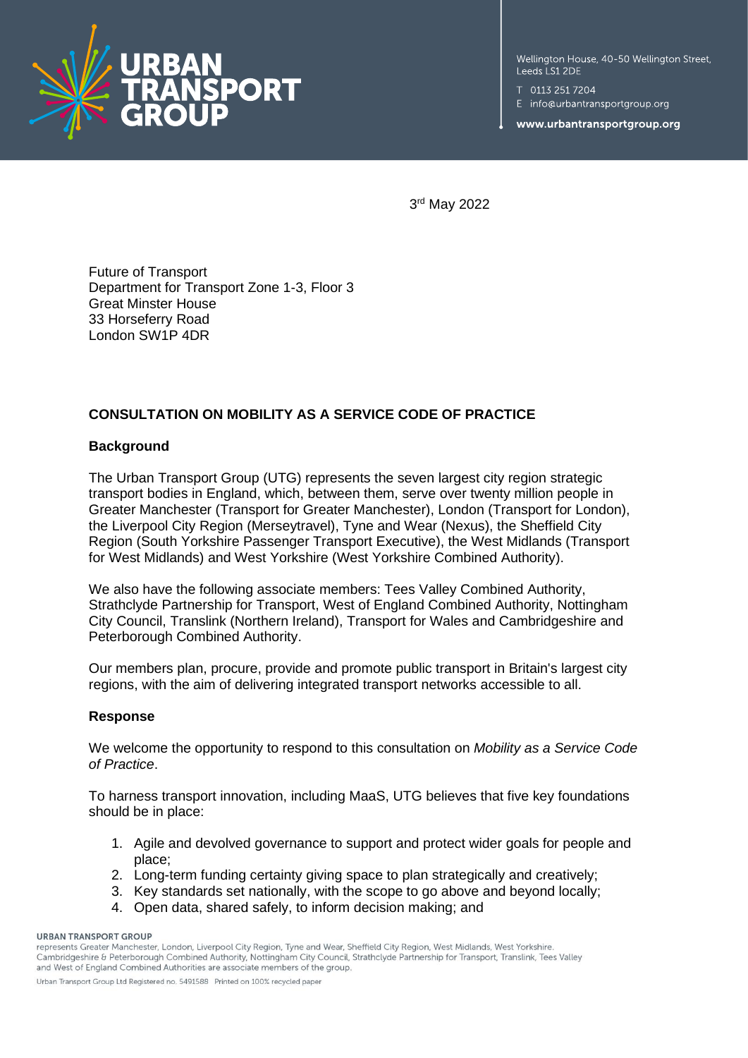Wellington House, 40-50 Wellington Street, Leeds LS1 2DE

T 0113 251 7204

E info@urbantransportgroup.org

www.urbantransportgroup.org

3rd May 2022

Future of Transport
Department for Transport Zone 1-3, Floor 3
Great Minster House
33 Horseferry Road
London SW1P 4DR

**CONSULTATION ON MOBILITY AS A SERVICE CODE OF PRACTICE**

**Background**

The Urban Transport Group (UTG) represents the seven largest city region strategic transport bodies in England, which, between them, serve over twenty million people in Greater Manchester (Transport for Greater Manchester), London (Transport for London), the Liverpool City Region (Merseytravel), Tyne and Wear (Nexus), the Sheffield City Region (South Yorkshire Passenger Transport Executive), the West Midlands (Transport for West Midlands) and West Yorkshire (West Yorkshire Combined Authority).

We also have the following associate members: Tees Valley Combined Authority, Strathclyde Partnership for Transport, West of England Combined Authority, Nottingham City Council, Translink (Northern Ireland), Transport for Wales and Cambridgeshire and Peterborough Combined Authority.

Our members plan, procure, provide and promote public transport in Britain's largest city regions, with the aim of delivering integrated transport networks accessible to all.

**Response**

We welcome the opportunity to respond to this consultation on *Mobility as a Service Code of Practice*.

To harness transport innovation, including MaaS, UTG believes that five key foundations should be in place:

1. Agile and devolved governance to support and protect wider goals for people and place;
2. Long-term funding certainty giving space to plan strategically and creatively;
3. Key standards set nationally, with the scope to go above and beyond locally;
4. Open data, shared safely, to inform decision making; and

**URBAN TRANSPORT GROUP**
represents Greater Manchester, London, Liverpool City Region, Tyne and Wear, Sheffield City Region, West Midlands, West Yorkshire. Cambridgeshire & Peterborough Combined Authority, Nottingham City Council, Strathclyde Partnership for Transport, Translink, Tees Valley and West of England Combined Authorities are associate members of the group.

Urban Transport Group Ltd Registered no. 5491588 Printed on 100% recycled paper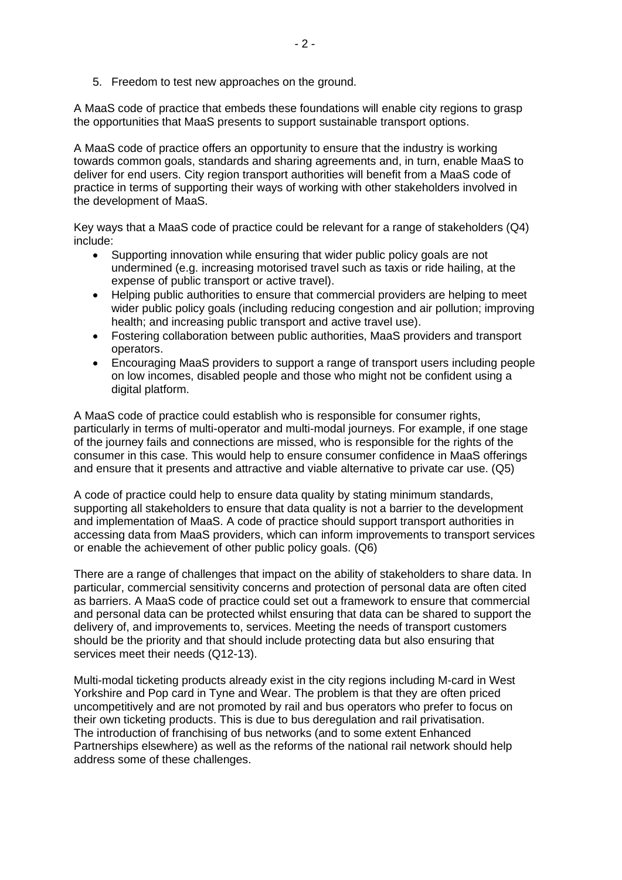5. Freedom to test new approaches on the ground.

A MaaS code of practice that embeds these foundations will enable city regions to grasp the opportunities that MaaS presents to support sustainable transport options.

A MaaS code of practice offers an opportunity to ensure that the industry is working towards common goals, standards and sharing agreements and, in turn, enable MaaS to deliver for end users. City region transport authorities will benefit from a MaaS code of practice in terms of supporting their ways of working with other stakeholders involved in the development of MaaS.

Key ways that a MaaS code of practice could be relevant for a range of stakeholders (Q4) include:

- Supporting innovation while ensuring that wider public policy goals are not undermined (e.g. increasing motorised travel such as taxis or ride hailing, at the expense of public transport or active travel).
- Helping public authorities to ensure that commercial providers are helping to meet wider public policy goals (including reducing congestion and air pollution; improving health; and increasing public transport and active travel use).
- Fostering collaboration between public authorities, MaaS providers and transport operators.
- Encouraging MaaS providers to support a range of transport users including people on low incomes, disabled people and those who might not be confident using a digital platform.

A MaaS code of practice could establish who is responsible for consumer rights, particularly in terms of multi-operator and multi-modal journeys. For example, if one stage of the journey fails and connections are missed, who is responsible for the rights of the consumer in this case. This would help to ensure consumer confidence in MaaS offerings and ensure that it presents and attractive and viable alternative to private car use. (Q5)

A code of practice could help to ensure data quality by stating minimum standards, supporting all stakeholders to ensure that data quality is not a barrier to the development and implementation of MaaS. A code of practice should support transport authorities in accessing data from MaaS providers, which can inform improvements to transport services or enable the achievement of other public policy goals. (Q6)

There are a range of challenges that impact on the ability of stakeholders to share data. In particular, commercial sensitivity concerns and protection of personal data are often cited as barriers. A MaaS code of practice could set out a framework to ensure that commercial and personal data can be protected whilst ensuring that data can be shared to support the delivery of, and improvements to, services. Meeting the needs of transport customers should be the priority and that should include protecting data but also ensuring that services meet their needs (Q12-13).

Multi-modal ticketing products already exist in the city regions including M-card in West Yorkshire and Pop card in Tyne and Wear. The problem is that they are often priced uncompetitively and are not promoted by rail and bus operators who prefer to focus on their own ticketing products. This is due to bus deregulation and rail privatisation. The introduction of franchising of bus networks (and to some extent Enhanced Partnerships elsewhere) as well as the reforms of the national rail network should help address some of these challenges.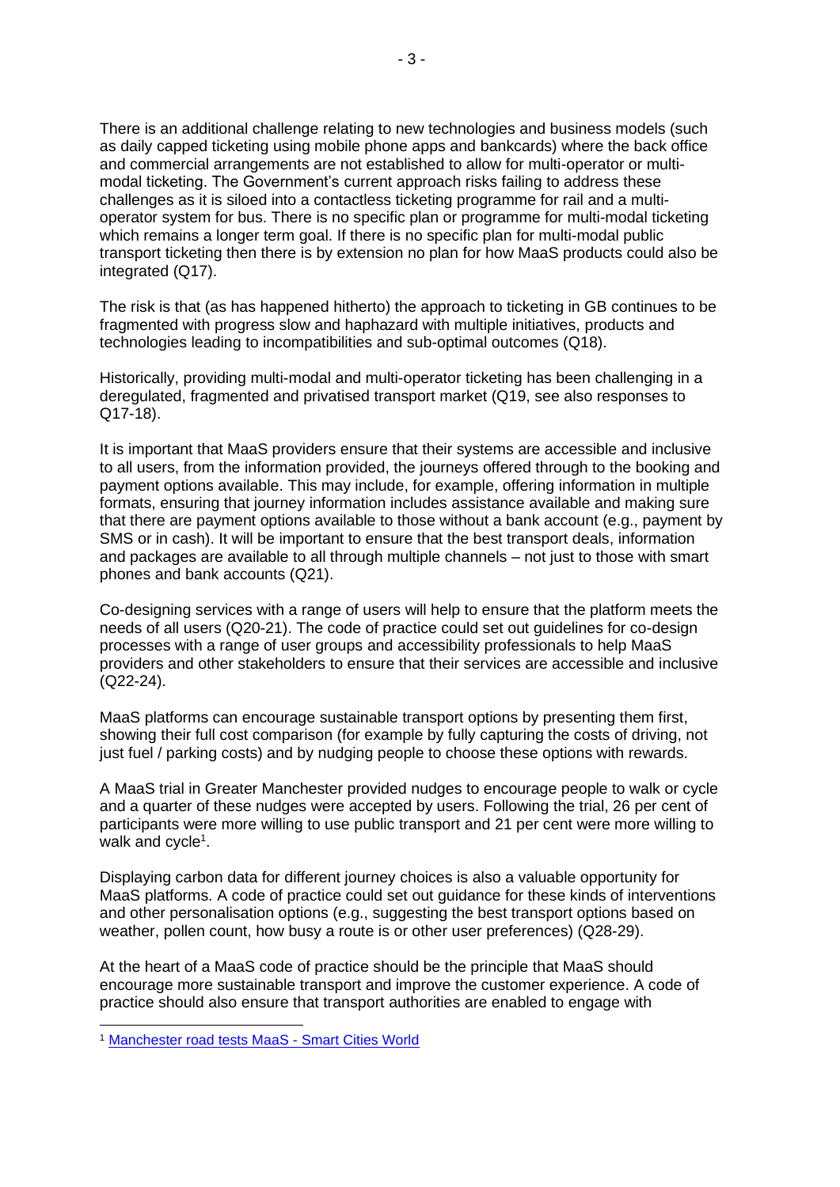There is an additional challenge relating to new technologies and business models (such as daily capped ticketing using mobile phone apps and bankcards) where the back office and commercial arrangements are not established to allow for multi-operator or multi-modal ticketing. The Government's current approach risks failing to address these challenges as it is siloed into a contactless ticketing programme for rail and a multi-operator system for bus. There is no specific plan or programme for multi-modal ticketing which remains a longer term goal. If there is no specific plan for multi-modal public transport ticketing then there is by extension no plan for how MaaS products could also be integrated (Q17).

The risk is that (as has happened hitherto) the approach to ticketing in GB continues to be fragmented with progress slow and haphazard with multiple initiatives, products and technologies leading to incompatibilities and sub-optimal outcomes (Q18).

Historically, providing multi-modal and multi-operator ticketing has been challenging in a deregulated, fragmented and privatised transport market (Q19, see also responses to Q17-18).

It is important that MaaS providers ensure that their systems are accessible and inclusive to all users, from the information provided, the journeys offered through to the booking and payment options available. This may include, for example, offering information in multiple formats, ensuring that journey information includes assistance available and making sure that there are payment options available to those without a bank account (e.g., payment by SMS or in cash). It will be important to ensure that the best transport deals, information and packages are available to all through multiple channels – not just to those with smart phones and bank accounts (Q21).

Co-designing services with a range of users will help to ensure that the platform meets the needs of all users (Q20-21). The code of practice could set out guidelines for co-design processes with a range of user groups and accessibility professionals to help MaaS providers and other stakeholders to ensure that their services are accessible and inclusive (Q22-24).

MaaS platforms can encourage sustainable transport options by presenting them first, showing their full cost comparison (for example by fully capturing the costs of driving, not just fuel / parking costs) and by nudging people to choose these options with rewards.

A MaaS trial in Greater Manchester provided nudges to encourage people to walk or cycle and a quarter of these nudges were accepted by users. Following the trial, 26 per cent of participants were more willing to use public transport and 21 per cent were more willing to walk and cycle[1].

Displaying carbon data for different journey choices is also a valuable opportunity for MaaS platforms. A code of practice could set out guidance for these kinds of interventions and other personalisation options (e.g., suggesting the best transport options based on weather, pollen count, how busy a route is or other user preferences) (Q28-29).

At the heart of a MaaS code of practice should be the principle that MaaS should encourage more sustainable transport and improve the customer experience. A code of practice should also ensure that transport authorities are enabled to engage with

---

[1] [Manchester road tests MaaS - Smart Cities World]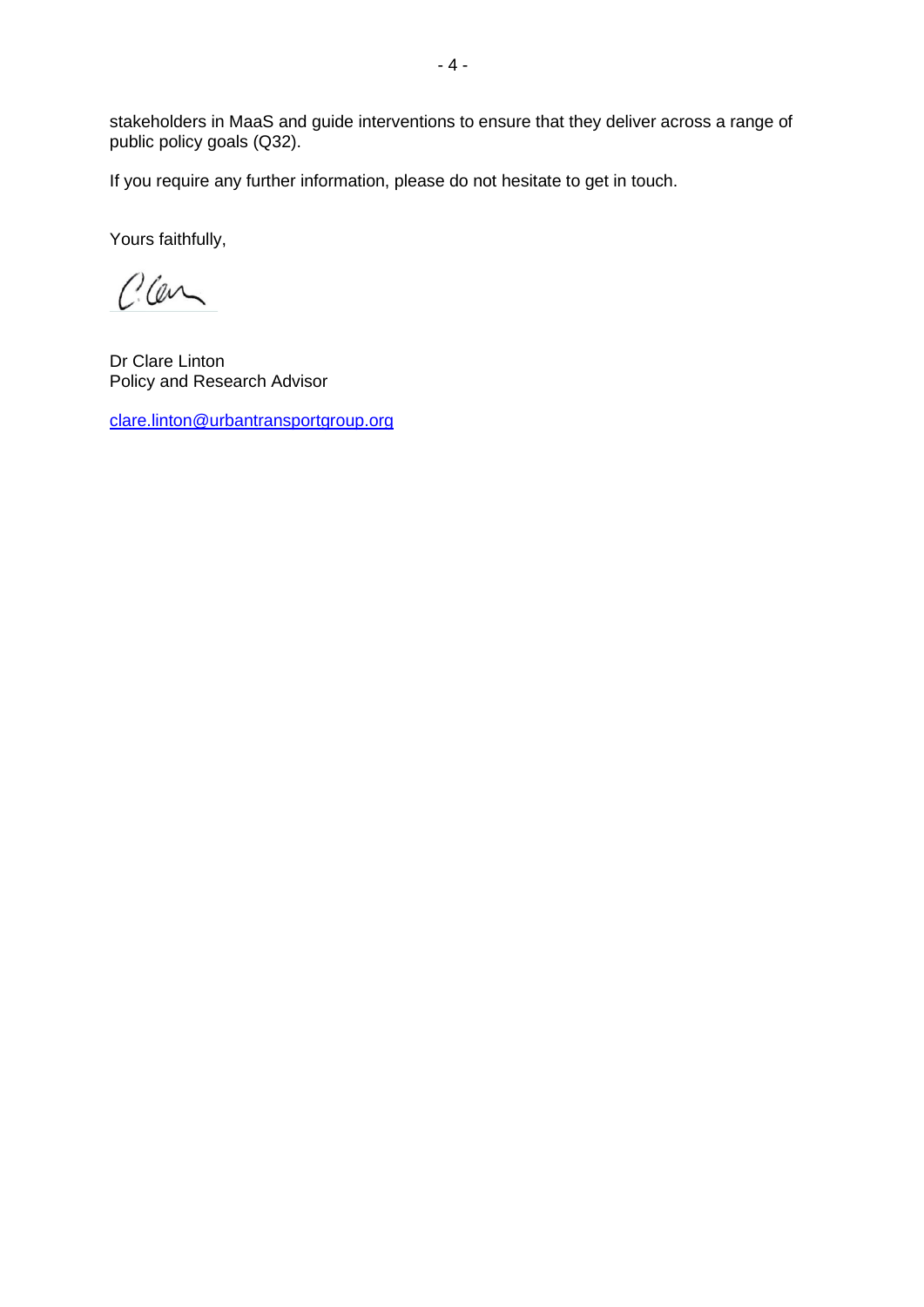stakeholders in MaaS and guide interventions to ensure that they deliver across a range of public policy goals (Q32).

If you require any further information, please do not hesitate to get in touch.

Yours faithfully,

Dr Clare Linton
Policy and Research Advisor

clare.linton@urbantransportgroup.org